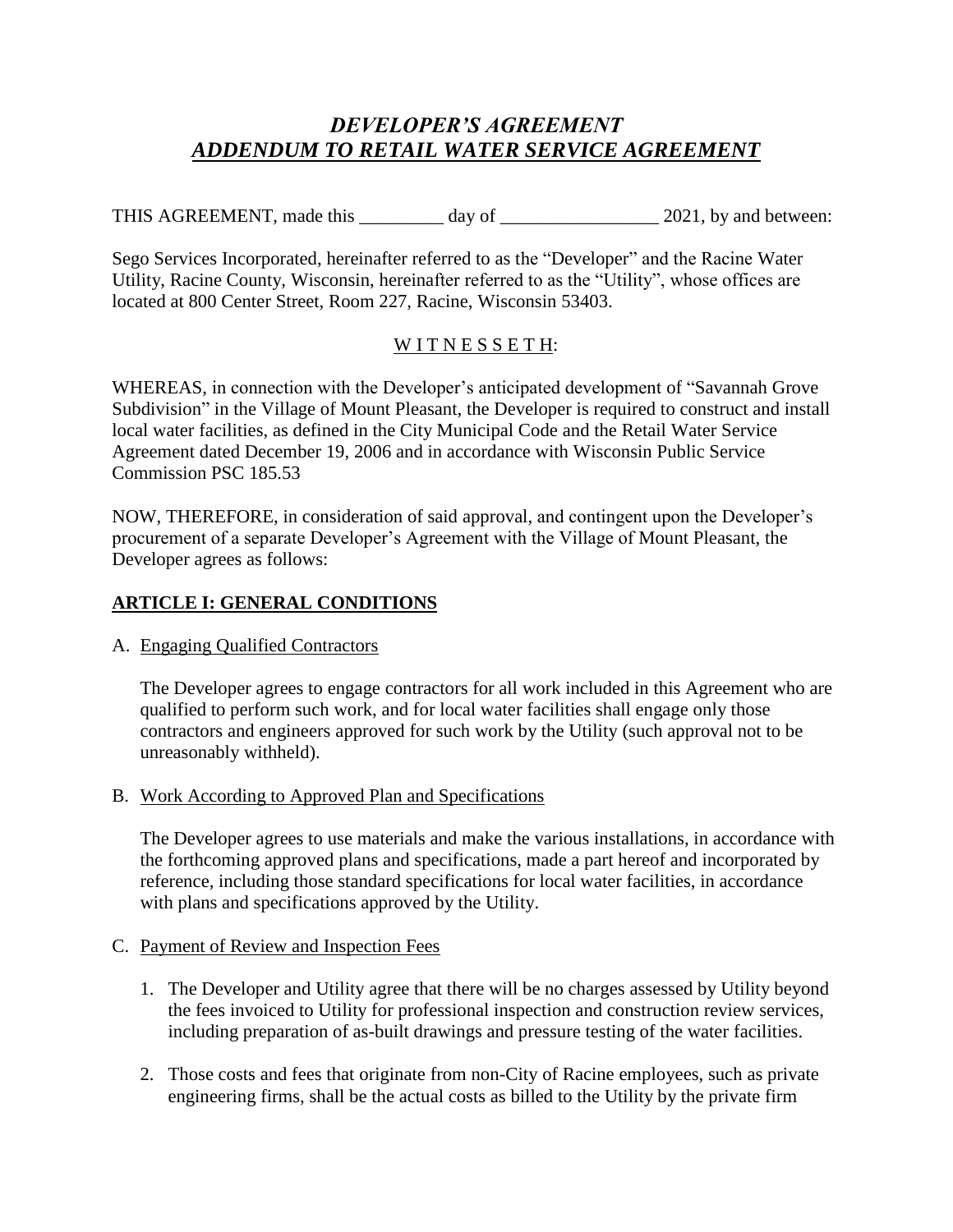# *DEVELOPER'S AGREEMENT*
# ***ADDENDUM TO RETAIL WATER SERVICE AGREEMENT***

THIS AGREEMENT, made this _________ day of _________________ 2021, by and between:

Sego Services Incorporated, hereinafter referred to as the "Developer" and the Racine Water Utility, Racine County, Wisconsin, hereinafter referred to as the "Utility", whose offices are located at 800 Center Street, Room 227, Racine, Wisconsin 53403.

W I T N E S S E T H:

WHEREAS, in connection with the Developer's anticipated development of "Savannah Grove Subdivision" in the Village of Mount Pleasant, the Developer is required to construct and install local water facilities, as defined in the City Municipal Code and the Retail Water Service Agreement dated December 19, 2006 and in accordance with Wisconsin Public Service Commission PSC 185.53

NOW, THEREFORE, in consideration of said approval, and contingent upon the Developer's procurement of a separate Developer's Agreement with the Village of Mount Pleasant, the Developer agrees as follows:

## ARTICLE I: GENERAL CONDITIONS

A. Engaging Qualified Contractors

The Developer agrees to engage contractors for all work included in this Agreement who are qualified to perform such work, and for local water facilities shall engage only those contractors and engineers approved for such work by the Utility (such approval not to be unreasonably withheld).

B. Work According to Approved Plan and Specifications

The Developer agrees to use materials and make the various installations, in accordance with the forthcoming approved plans and specifications, made a part hereof and incorporated by reference, including those standard specifications for local water facilities, in accordance with plans and specifications approved by the Utility.

C. Payment of Review and Inspection Fees

1. The Developer and Utility agree that there will be no charges assessed by Utility beyond the fees invoiced to Utility for professional inspection and construction review services, including preparation of as-built drawings and pressure testing of the water facilities.

2. Those costs and fees that originate from non-City of Racine employees, such as private engineering firms, shall be the actual costs as billed to the Utility by the private firm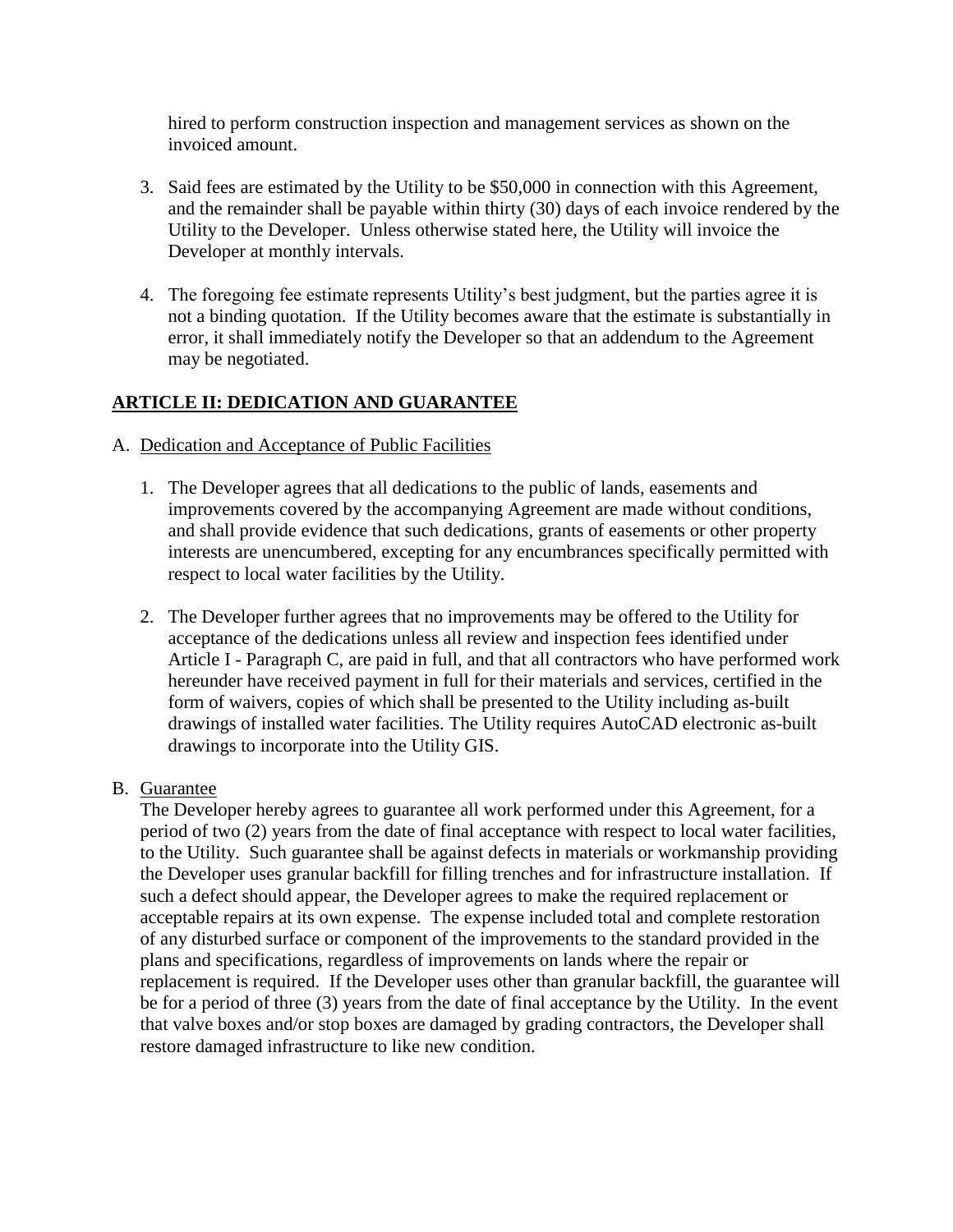hired to perform construction inspection and management services as shown on the invoiced amount.

3. Said fees are estimated by the Utility to be $50,000 in connection with this Agreement, and the remainder shall be payable within thirty (30) days of each invoice rendered by the Utility to the Developer. Unless otherwise stated here, the Utility will invoice the Developer at monthly intervals.

4. The foregoing fee estimate represents Utility's best judgment, but the parties agree it is not a binding quotation. If the Utility becomes aware that the estimate is substantially in error, it shall immediately notify the Developer so that an addendum to the Agreement may be negotiated.

## ARTICLE II: DEDICATION AND GUARANTEE

A. Dedication and Acceptance of Public Facilities

1. The Developer agrees that all dedications to the public of lands, easements and improvements covered by the accompanying Agreement are made without conditions, and shall provide evidence that such dedications, grants of easements or other property interests are unencumbered, excepting for any encumbrances specifically permitted with respect to local water facilities by the Utility.

2. The Developer further agrees that no improvements may be offered to the Utility for acceptance of the dedications unless all review and inspection fees identified under Article I - Paragraph C, are paid in full, and that all contractors who have performed work hereunder have received payment in full for their materials and services, certified in the form of waivers, copies of which shall be presented to the Utility including as-built drawings of installed water facilities. The Utility requires AutoCAD electronic as-built drawings to incorporate into the Utility GIS.

B. Guarantee

The Developer hereby agrees to guarantee all work performed under this Agreement, for a period of two (2) years from the date of final acceptance with respect to local water facilities, to the Utility. Such guarantee shall be against defects in materials or workmanship providing the Developer uses granular backfill for filling trenches and for infrastructure installation. If such a defect should appear, the Developer agrees to make the required replacement or acceptable repairs at its own expense. The expense included total and complete restoration of any disturbed surface or component of the improvements to the standard provided in the plans and specifications, regardless of improvements on lands where the repair or replacement is required. If the Developer uses other than granular backfill, the guarantee will be for a period of three (3) years from the date of final acceptance by the Utility. In the event that valve boxes and/or stop boxes are damaged by grading contractors, the Developer shall restore damaged infrastructure to like new condition.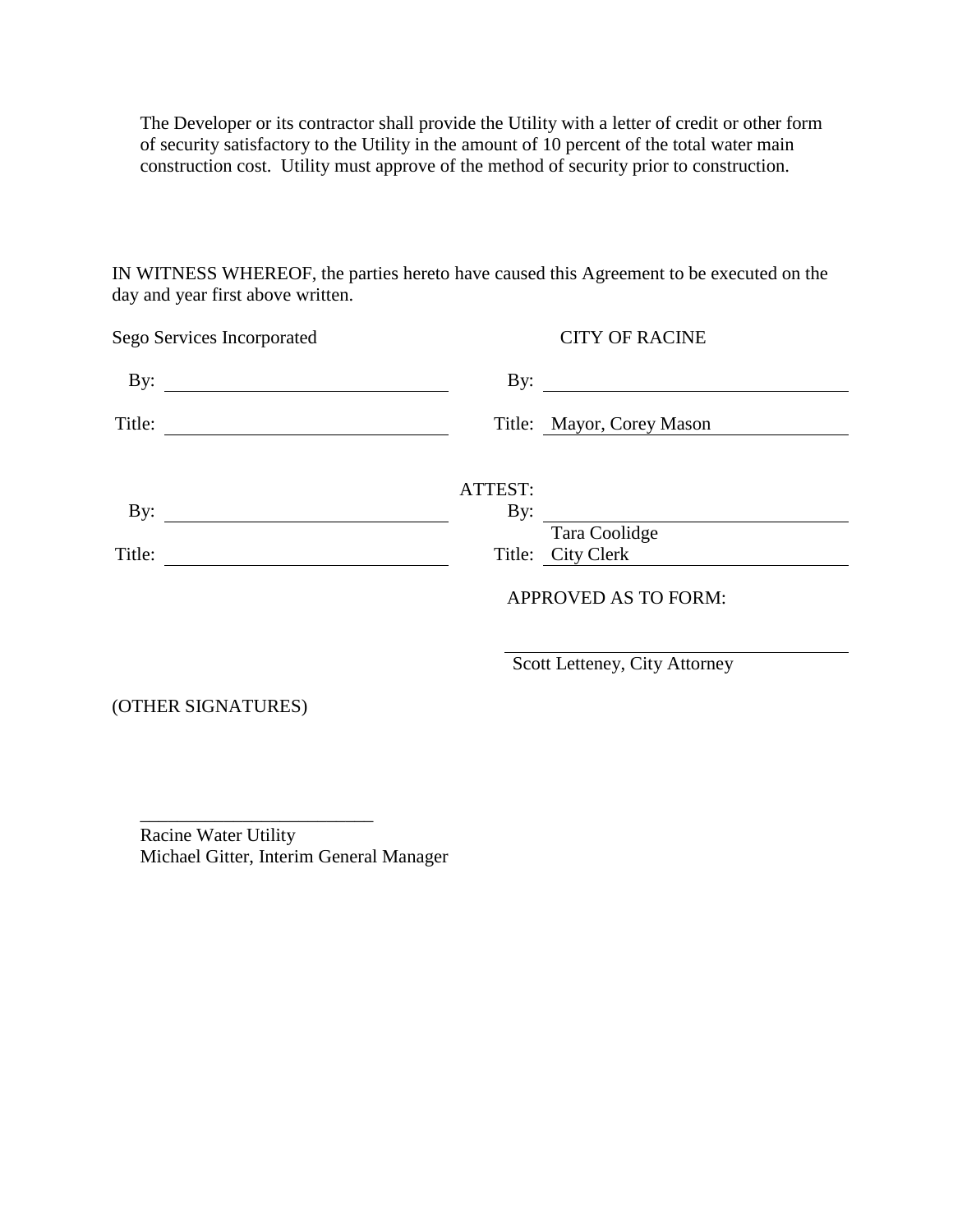The Developer or its contractor shall provide the Utility with a letter of credit or other form of security satisfactory to the Utility in the amount of 10 percent of the total water main construction cost. Utility must approve of the method of security prior to construction.

IN WITNESS WHEREOF, the parties hereto have caused this Agreement to be executed on the day and year first above written.

| | |
|---|---|
| Sego Services Incorporated | CITY OF RACINE |
| By: ______________________ | By: ______________________ |
| Title: ______________________ | Title: Mayor, Corey Mason |
| | ATTEST: |
| By: ______________________ | By: ______________________ Tara Coolidge |
| Title: ______________________ | Title: City Clerk |
| | APPROVED AS TO FORM: |
| | ______________________ Scott Letteney, City Attorney |

(OTHER SIGNATURES)

__________________________
Racine Water Utility
Michael Gitter, Interim General Manager